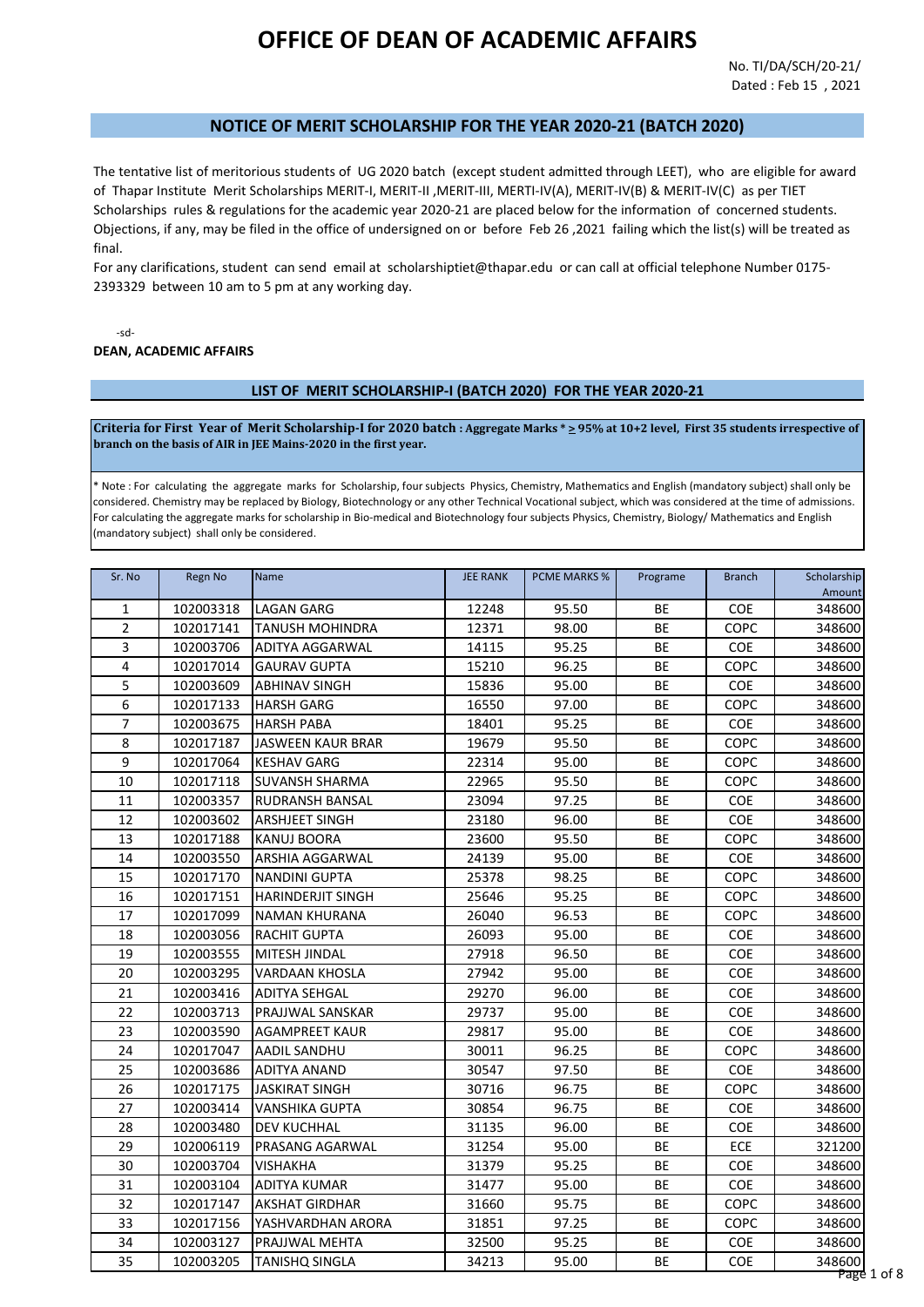# OFFICE OF DEAN OF ACADEMIC AFFAIRS

No. TI/DA/SCH/20-21/
Dated : Feb 15 , 2021

## NOTICE OF MERIT SCHOLARSHIP FOR THE YEAR 2020-21 (BATCH 2020)

The tentative list of meritorious students of UG 2020 batch (except student admitted through LEET), who are eligible for award of Thapar Institute Merit Scholarships MERIT-I, MERIT-II ,MERIT-III, MERTI-IV(A), MERIT-IV(B) & MERIT-IV(C) as per TIET Scholarships rules & regulations for the academic year 2020-21 are placed below for the information of concerned students. Objections, if any, may be filed in the office of undersigned on or before Feb 26 ,2021 failing which the list(s) will be treated as final.

For any clarifications, student can send email at scholarshiptiet@thapar.edu or can call at official telephone Number 0175-2393329 between 10 am to 5 pm at any working day.

-sd-

**DEAN, ACADEMIC AFFAIRS**

## LIST OF MERIT SCHOLARSHIP-I (BATCH 2020) FOR THE YEAR 2020-21

**Criteria for First Year of Merit Scholarship-I for 2020 batch : Aggregate Marks * ≥ 95% at 10+2 level, First 35 students irrespective of branch on the basis of AIR in JEE Mains-2020 in the first year.**

* Note : For calculating the aggregate marks for Scholarship, four subjects Physics, Chemistry, Mathematics and English (mandatory subject) shall only be considered. Chemistry may be replaced by Biology, Biotechnology or any other Technical Vocational subject, which was considered at the time of admissions. For calculating the aggregate marks for scholarship in Bio-medical and Biotechnology four subjects Physics, Chemistry, Biology/ Mathematics and English (mandatory subject) shall only be considered.

| Sr. No | Regn No | Name | JEE RANK | PCME MARKS % | Programe | Branch | Scholarship Amount |
|---|---|---|---|---|---|---|---|
| 1 | 102003318 | LAGAN GARG | 12248 | 95.50 | BE | COE | 348600 |
| 2 | 102017141 | TANUSH MOHINDRA | 12371 | 98.00 | BE | COPC | 348600 |
| 3 | 102003706 | ADITYA AGGARWAL | 14115 | 95.25 | BE | COE | 348600 |
| 4 | 102017014 | GAURAV GUPTA | 15210 | 96.25 | BE | COPC | 348600 |
| 5 | 102003609 | ABHINAV SINGH | 15836 | 95.00 | BE | COE | 348600 |
| 6 | 102017133 | HARSH GARG | 16550 | 97.00 | BE | COPC | 348600 |
| 7 | 102003675 | HARSH PABA | 18401 | 95.25 | BE | COE | 348600 |
| 8 | 102017187 | JASWEEN KAUR BRAR | 19679 | 95.50 | BE | COPC | 348600 |
| 9 | 102017064 | KESHAV GARG | 22314 | 95.00 | BE | COPC | 348600 |
| 10 | 102017118 | SUVANSH SHARMA | 22965 | 95.50 | BE | COPC | 348600 |
| 11 | 102003357 | RUDRANSH BANSAL | 23094 | 97.25 | BE | COE | 348600 |
| 12 | 102003602 | ARSHJEET SINGH | 23180 | 96.00 | BE | COE | 348600 |
| 13 | 102017188 | KANUJ BOORA | 23600 | 95.50 | BE | COPC | 348600 |
| 14 | 102003550 | ARSHIA AGGARWAL | 24139 | 95.00 | BE | COE | 348600 |
| 15 | 102017170 | NANDINI GUPTA | 25378 | 98.25 | BE | COPC | 348600 |
| 16 | 102017151 | HARINDERJIT SINGH | 25646 | 95.25 | BE | COPC | 348600 |
| 17 | 102017099 | NAMAN KHURANA | 26040 | 96.53 | BE | COPC | 348600 |
| 18 | 102003056 | RACHIT GUPTA | 26093 | 95.00 | BE | COE | 348600 |
| 19 | 102003555 | MITESH JINDAL | 27918 | 96.50 | BE | COE | 348600 |
| 20 | 102003295 | VARDAAN KHOSLA | 27942 | 95.00 | BE | COE | 348600 |
| 21 | 102003416 | ADITYA SEHGAL | 29270 | 96.00 | BE | COE | 348600 |
| 22 | 102003713 | PRAJJWAL SANSKAR | 29737 | 95.00 | BE | COE | 348600 |
| 23 | 102003590 | AGAMPREET KAUR | 29817 | 95.00 | BE | COE | 348600 |
| 24 | 102017047 | AADIL SANDHU | 30011 | 96.25 | BE | COPC | 348600 |
| 25 | 102003686 | ADITYA ANAND | 30547 | 97.50 | BE | COE | 348600 |
| 26 | 102017175 | JASKIRAT SINGH | 30716 | 96.75 | BE | COPC | 348600 |
| 27 | 102003414 | VANSHIKA GUPTA | 30854 | 96.75 | BE | COE | 348600 |
| 28 | 102003480 | DEV KUCHHAL | 31135 | 96.00 | BE | COE | 348600 |
| 29 | 102006119 | PRASANG AGARWAL | 31254 | 95.00 | BE | ECE | 321200 |
| 30 | 102003704 | VISHAKHA | 31379 | 95.25 | BE | COE | 348600 |
| 31 | 102003104 | ADITYA KUMAR | 31477 | 95.00 | BE | COE | 348600 |
| 32 | 102017147 | AKSHAT GIRDHAR | 31660 | 95.75 | BE | COPC | 348600 |
| 33 | 102017156 | YASHVARDHAN ARORA | 31851 | 97.25 | BE | COPC | 348600 |
| 34 | 102003127 | PRAJJWAL MEHTA | 32500 | 95.25 | BE | COE | 348600 |
| 35 | 102003205 | TANISHQ SINGLA | 34213 | 95.00 | BE | COE | 348600 |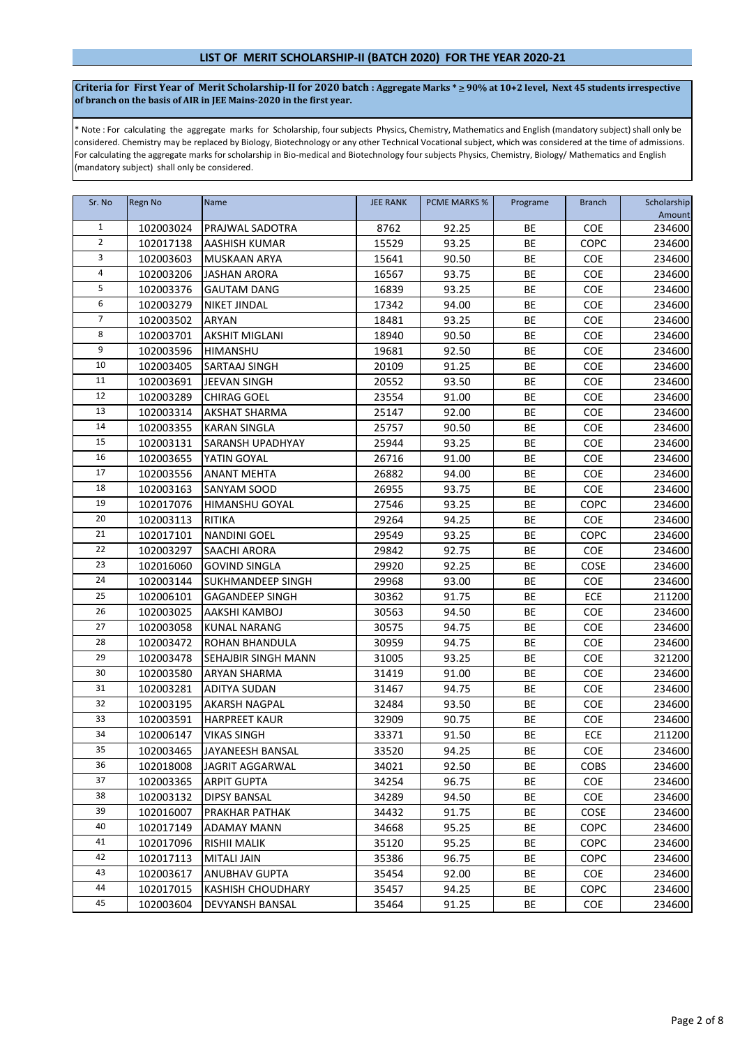## LIST OF MERIT SCHOLARSHIP-II (BATCH 2020) FOR THE YEAR 2020-21

**Criteria for First Year of Merit Scholarship-II for 2020 batch : Aggregate Marks * ≥ 90% at 10+2 level, Next 45 students irrespective of branch on the basis of AIR in JEE Mains-2020 in the first year.**

* Note : For calculating the aggregate marks for Scholarship, four subjects Physics, Chemistry, Mathematics and English (mandatory subject) shall only be considered. Chemistry may be replaced by Biology, Biotechnology or any other Technical Vocational subject, which was considered at the time of admissions. For calculating the aggregate marks for scholarship in Bio-medical and Biotechnology four subjects Physics, Chemistry, Biology/ Mathematics and English (mandatory subject) shall only be considered.

| Sr. No | Regn No | Name | JEE RANK | PCME MARKS % | Programe | Branch | Scholarship Amount |
|---|---|---|---|---|---|---|---|
| 1 | 102003024 | PRAJWAL SADOTRA | 8762 | 92.25 | BE | COE | 234600 |
| 2 | 102017138 | AASHISH KUMAR | 15529 | 93.25 | BE | COPC | 234600 |
| 3 | 102003603 | MUSKAAN ARYA | 15641 | 90.50 | BE | COE | 234600 |
| 4 | 102003206 | JASHAN ARORA | 16567 | 93.75 | BE | COE | 234600 |
| 5 | 102003376 | GAUTAM DANG | 16839 | 93.25 | BE | COE | 234600 |
| 6 | 102003279 | NIKET JINDAL | 17342 | 94.00 | BE | COE | 234600 |
| 7 | 102003502 | ARYAN | 18481 | 93.25 | BE | COE | 234600 |
| 8 | 102003701 | AKSHIT MIGLANI | 18940 | 90.50 | BE | COE | 234600 |
| 9 | 102003596 | HIMANSHU | 19681 | 92.50 | BE | COE | 234600 |
| 10 | 102003405 | SARTAAJ SINGH | 20109 | 91.25 | BE | COE | 234600 |
| 11 | 102003691 | JEEVAN SINGH | 20552 | 93.50 | BE | COE | 234600 |
| 12 | 102003289 | CHIRAG GOEL | 23554 | 91.00 | BE | COE | 234600 |
| 13 | 102003314 | AKSHAT SHARMA | 25147 | 92.00 | BE | COE | 234600 |
| 14 | 102003355 | KARAN SINGLA | 25757 | 90.50 | BE | COE | 234600 |
| 15 | 102003131 | SARANSH UPADHYAY | 25944 | 93.25 | BE | COE | 234600 |
| 16 | 102003655 | YATIN GOYAL | 26716 | 91.00 | BE | COE | 234600 |
| 17 | 102003556 | ANANT MEHTA | 26882 | 94.00 | BE | COE | 234600 |
| 18 | 102003163 | SANYAM SOOD | 26955 | 93.75 | BE | COE | 234600 |
| 19 | 102017076 | HIMANSHU GOYAL | 27546 | 93.25 | BE | COPC | 234600 |
| 20 | 102003113 | RITIKA | 29264 | 94.25 | BE | COE | 234600 |
| 21 | 102017101 | NANDINI GOEL | 29549 | 93.25 | BE | COPC | 234600 |
| 22 | 102003297 | SAACHI ARORA | 29842 | 92.75 | BE | COE | 234600 |
| 23 | 102016060 | GOVIND SINGLA | 29920 | 92.25 | BE | COSE | 234600 |
| 24 | 102003144 | SUKHMANDEEP SINGH | 29968 | 93.00 | BE | COE | 234600 |
| 25 | 102006101 | GAGANDEEP SINGH | 30362 | 91.75 | BE | ECE | 211200 |
| 26 | 102003025 | AAKSHI KAMBOJ | 30563 | 94.50 | BE | COE | 234600 |
| 27 | 102003058 | KUNAL NARANG | 30575 | 94.75 | BE | COE | 234600 |
| 28 | 102003472 | ROHAN BHANDULA | 30959 | 94.75 | BE | COE | 234600 |
| 29 | 102003478 | SEHAJBIR SINGH MANN | 31005 | 93.25 | BE | COE | 321200 |
| 30 | 102003580 | ARYAN SHARMA | 31419 | 91.00 | BE | COE | 234600 |
| 31 | 102003281 | ADITYA SUDAN | 31467 | 94.75 | BE | COE | 234600 |
| 32 | 102003195 | AKARSH NAGPAL | 32484 | 93.50 | BE | COE | 234600 |
| 33 | 102003591 | HARPREET KAUR | 32909 | 90.75 | BE | COE | 234600 |
| 34 | 102006147 | VIKAS SINGH | 33371 | 91.50 | BE | ECE | 211200 |
| 35 | 102003465 | JAYANEESH BANSAL | 33520 | 94.25 | BE | COE | 234600 |
| 36 | 102018008 | JAGRIT AGGARWAL | 34021 | 92.50 | BE | COBS | 234600 |
| 37 | 102003365 | ARPIT GUPTA | 34254 | 96.75 | BE | COE | 234600 |
| 38 | 102003132 | DIPSY BANSAL | 34289 | 94.50 | BE | COE | 234600 |
| 39 | 102016007 | PRAKHAR PATHAK | 34432 | 91.75 | BE | COSE | 234600 |
| 40 | 102017149 | ADAMAY MANN | 34668 | 95.25 | BE | COPC | 234600 |
| 41 | 102017096 | RISHII MALIK | 35120 | 95.25 | BE | COPC | 234600 |
| 42 | 102017113 | MITALI JAIN | 35386 | 96.75 | BE | COPC | 234600 |
| 43 | 102003617 | ANUBHAV GUPTA | 35454 | 92.00 | BE | COE | 234600 |
| 44 | 102017015 | KASHISH CHOUDHARY | 35457 | 94.25 | BE | COPC | 234600 |
| 45 | 102003604 | DEVYANSH BANSAL | 35464 | 91.25 | BE | COE | 234600 |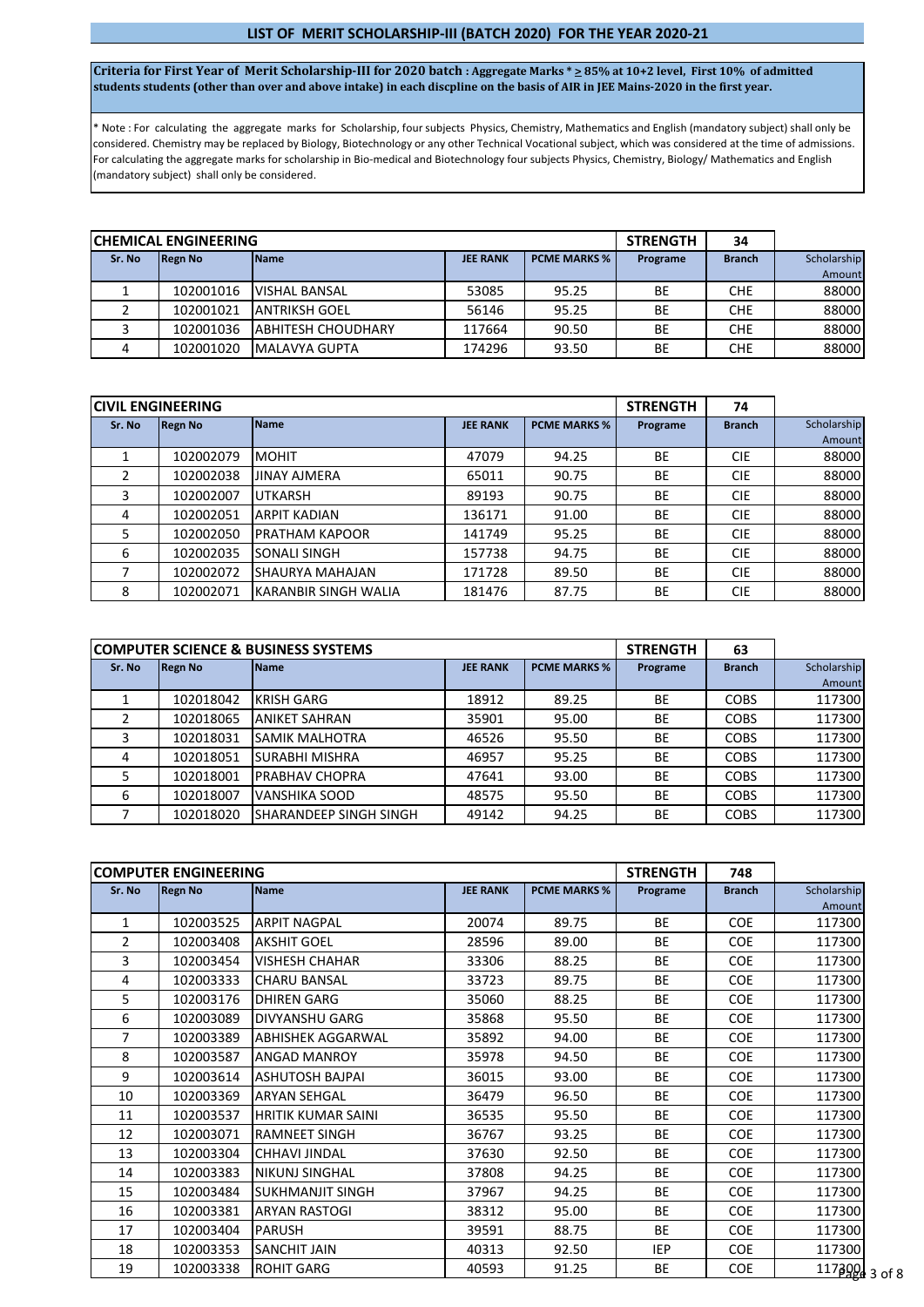## LIST OF MERIT SCHOLARSHIP-III (BATCH 2020) FOR THE YEAR 2020-21

**Criteria for First Year of Merit Scholarship-III for 2020 batch : Aggregate Marks * ≥ 85% at 10+2 level, First 10% of admitted students students (other than over and above intake) in each discpline on the basis of AIR in JEE Mains-2020 in the first year.**

* Note : For calculating the aggregate marks for Scholarship, four subjects Physics, Chemistry, Mathematics and English (mandatory subject) shall only be considered. Chemistry may be replaced by Biology, Biotechnology or any other Technical Vocational subject, which was considered at the time of admissions. For calculating the aggregate marks for scholarship in Bio-medical and Biotechnology four subjects Physics, Chemistry, Biology/ Mathematics and English (mandatory subject) shall only be considered.

| CHEMICAL ENGINEERING | | | | | STRENGTH | 34 | |
|---|---|---|---|---|---|---|---|
| Sr. No | Regn No | Name | JEE RANK | PCME MARKS % | Programe | Branch | Scholarship Amount |
| 1 | 102001016 | VISHAL BANSAL | 53085 | 95.25 | BE | CHE | 88000 |
| 2 | 102001021 | ANTRIKSH GOEL | 56146 | 95.25 | BE | CHE | 88000 |
| 3 | 102001036 | ABHITESH CHOUDHARY | 117664 | 90.50 | BE | CHE | 88000 |
| 4 | 102001020 | MALAVYA GUPTA | 174296 | 93.50 | BE | CHE | 88000 |

| CIVIL ENGINEERING | | | | | STRENGTH | 74 | |
|---|---|---|---|---|---|---|---|
| Sr. No | Regn No | Name | JEE RANK | PCME MARKS % | Programe | Branch | Scholarship Amount |
| 1 | 102002079 | MOHIT | 47079 | 94.25 | BE | CIE | 88000 |
| 2 | 102002038 | JINAY AJMERA | 65011 | 90.75 | BE | CIE | 88000 |
| 3 | 102002007 | UTKARSH | 89193 | 90.75 | BE | CIE | 88000 |
| 4 | 102002051 | ARPIT KADIAN | 136171 | 91.00 | BE | CIE | 88000 |
| 5 | 102002050 | PRATHAM KAPOOR | 141749 | 95.25 | BE | CIE | 88000 |
| 6 | 102002035 | SONALI SINGH | 157738 | 94.75 | BE | CIE | 88000 |
| 7 | 102002072 | SHAURYA MAHAJAN | 171728 | 89.50 | BE | CIE | 88000 |
| 8 | 102002071 | KARANBIR SINGH WALIA | 181476 | 87.75 | BE | CIE | 88000 |

| COMPUTER SCIENCE & BUSINESS SYSTEMS | | | | | STRENGTH | 63 | |
|---|---|---|---|---|---|---|---|
| Sr. No | Regn No | Name | JEE RANK | PCME MARKS % | Programe | Branch | Scholarship Amount |
| 1 | 102018042 | KRISH GARG | 18912 | 89.25 | BE | COBS | 117300 |
| 2 | 102018065 | ANIKET SAHRAN | 35901 | 95.00 | BE | COBS | 117300 |
| 3 | 102018031 | SAMIK MALHOTRA | 46526 | 95.50 | BE | COBS | 117300 |
| 4 | 102018051 | SURABHI MISHRA | 46957 | 95.25 | BE | COBS | 117300 |
| 5 | 102018001 | PRABHAV CHOPRA | 47641 | 93.00 | BE | COBS | 117300 |
| 6 | 102018007 | VANSHIKA SOOD | 48575 | 95.50 | BE | COBS | 117300 |
| 7 | 102018020 | SHARANDEEP SINGH SINGH | 49142 | 94.25 | BE | COBS | 117300 |

| COMPUTER ENGINEERING | | | | | STRENGTH | 748 | |
|---|---|---|---|---|---|---|---|
| Sr. No | Regn No | Name | JEE RANK | PCME MARKS % | Programe | Branch | Scholarship Amount |
| 1 | 102003525 | ARPIT NAGPAL | 20074 | 89.75 | BE | COE | 117300 |
| 2 | 102003408 | AKSHIT GOEL | 28596 | 89.00 | BE | COE | 117300 |
| 3 | 102003454 | VISHESH CHAHAR | 33306 | 88.25 | BE | COE | 117300 |
| 4 | 102003333 | CHARU BANSAL | 33723 | 89.75 | BE | COE | 117300 |
| 5 | 102003176 | DHIREN GARG | 35060 | 88.25 | BE | COE | 117300 |
| 6 | 102003089 | DIVYANSHU GARG | 35868 | 95.50 | BE | COE | 117300 |
| 7 | 102003389 | ABHISHEK AGGARWAL | 35892 | 94.00 | BE | COE | 117300 |
| 8 | 102003587 | ANGAD MANROY | 35978 | 94.50 | BE | COE | 117300 |
| 9 | 102003614 | ASHUTOSH BAJPAI | 36015 | 93.00 | BE | COE | 117300 |
| 10 | 102003369 | ARYAN SEHGAL | 36479 | 96.50 | BE | COE | 117300 |
| 11 | 102003537 | HRITIK KUMAR SAINI | 36535 | 95.50 | BE | COE | 117300 |
| 12 | 102003071 | RAMNEET SINGH | 36767 | 93.25 | BE | COE | 117300 |
| 13 | 102003304 | CHHAVI JINDAL | 37630 | 92.50 | BE | COE | 117300 |
| 14 | 102003383 | NIKUNJ SINGHAL | 37808 | 94.25 | BE | COE | 117300 |
| 15 | 102003484 | SUKHMANJIT SINGH | 37967 | 94.25 | BE | COE | 117300 |
| 16 | 102003381 | ARYAN RASTOGI | 38312 | 95.00 | BE | COE | 117300 |
| 17 | 102003404 | PARUSH | 39591 | 88.75 | BE | COE | 117300 |
| 18 | 102003353 | SANCHIT JAIN | 40313 | 92.50 | IEP | COE | 117300 |
| 19 | 102003338 | ROHIT GARG | 40593 | 91.25 | BE | COE | 117300 |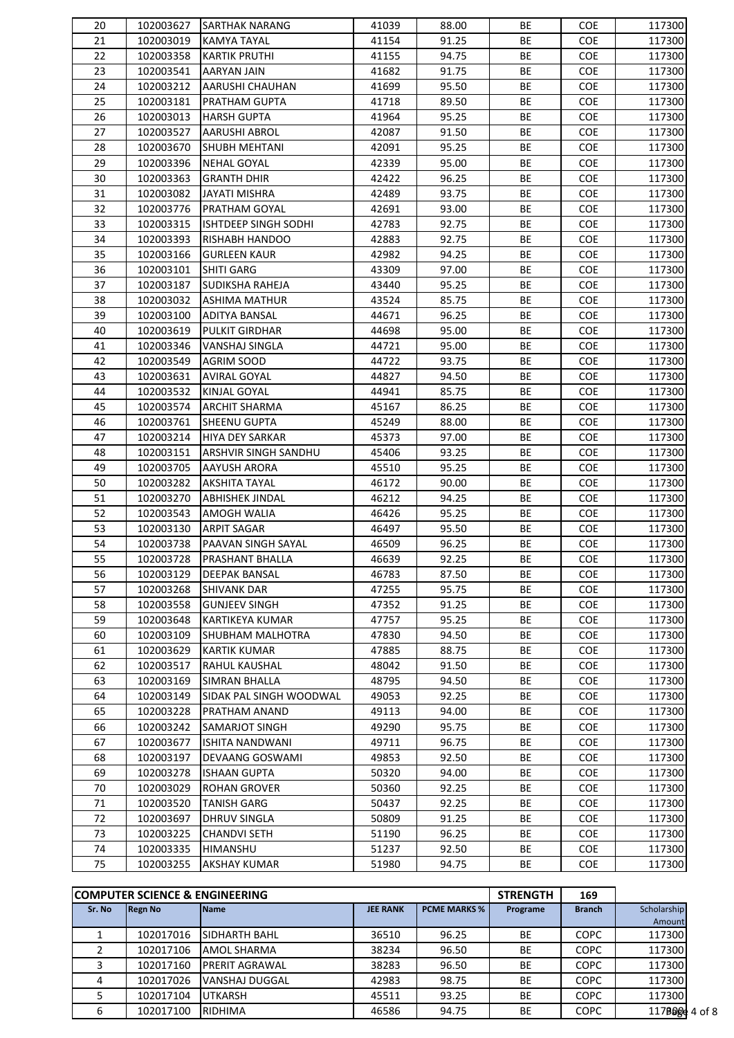| 20 | 102003627 | SARTHAK NARANG | 41039 | 88.00 | BE | COE | 117300 |
|---|---|---|---|---|---|---|---|
| 21 | 102003019 | KAMYA TAYAL | 41154 | 91.25 | BE | COE | 117300 |
| 22 | 102003358 | KARTIK PRUTHI | 41155 | 94.75 | BE | COE | 117300 |
| 23 | 102003541 | AARYAN JAIN | 41682 | 91.75 | BE | COE | 117300 |
| 24 | 102003212 | AARUSHI CHAUHAN | 41699 | 95.50 | BE | COE | 117300 |
| 25 | 102003181 | PRATHAM GUPTA | 41718 | 89.50 | BE | COE | 117300 |
| 26 | 102003013 | HARSH GUPTA | 41964 | 95.25 | BE | COE | 117300 |
| 27 | 102003527 | AARUSHI ABROL | 42087 | 91.50 | BE | COE | 117300 |
| 28 | 102003670 | SHUBH MEHTANI | 42091 | 95.25 | BE | COE | 117300 |
| 29 | 102003396 | NEHAL GOYAL | 42339 | 95.00 | BE | COE | 117300 |
| 30 | 102003363 | GRANTH DHIR | 42422 | 96.25 | BE | COE | 117300 |
| 31 | 102003082 | JAYATI MISHRA | 42489 | 93.75 | BE | COE | 117300 |
| 32 | 102003776 | PRATHAM GOYAL | 42691 | 93.00 | BE | COE | 117300 |
| 33 | 102003315 | ISHTDEEP SINGH SODHI | 42783 | 92.75 | BE | COE | 117300 |
| 34 | 102003393 | RISHABH HANDOO | 42883 | 92.75 | BE | COE | 117300 |
| 35 | 102003166 | GURLEEN KAUR | 42982 | 94.25 | BE | COE | 117300 |
| 36 | 102003101 | SHITI GARG | 43309 | 97.00 | BE | COE | 117300 |
| 37 | 102003187 | SUDIKSHA RAHEJA | 43440 | 95.25 | BE | COE | 117300 |
| 38 | 102003032 | ASHIMA MATHUR | 43524 | 85.75 | BE | COE | 117300 |
| 39 | 102003100 | ADITYA BANSAL | 44671 | 96.25 | BE | COE | 117300 |
| 40 | 102003619 | PULKIT GIRDHAR | 44698 | 95.00 | BE | COE | 117300 |
| 41 | 102003346 | VANSHAJ SINGLA | 44721 | 95.00 | BE | COE | 117300 |
| 42 | 102003549 | AGRIM SOOD | 44722 | 93.75 | BE | COE | 117300 |
| 43 | 102003631 | AVIRAL GOYAL | 44827 | 94.50 | BE | COE | 117300 |
| 44 | 102003532 | KINJAL GOYAL | 44941 | 85.75 | BE | COE | 117300 |
| 45 | 102003574 | ARCHIT SHARMA | 45167 | 86.25 | BE | COE | 117300 |
| 46 | 102003761 | SHEENU GUPTA | 45249 | 88.00 | BE | COE | 117300 |
| 47 | 102003214 | HIYA DEY SARKAR | 45373 | 97.00 | BE | COE | 117300 |
| 48 | 102003151 | ARSHVIR SINGH SANDHU | 45406 | 93.25 | BE | COE | 117300 |
| 49 | 102003705 | AAYUSH ARORA | 45510 | 95.25 | BE | COE | 117300 |
| 50 | 102003282 | AKSHITA TAYAL | 46172 | 90.00 | BE | COE | 117300 |
| 51 | 102003270 | ABHISHEK JINDAL | 46212 | 94.25 | BE | COE | 117300 |
| 52 | 102003543 | AMOGH WALIA | 46426 | 95.25 | BE | COE | 117300 |
| 53 | 102003130 | ARPIT SAGAR | 46497 | 95.50 | BE | COE | 117300 |
| 54 | 102003738 | PAAVAN SINGH SAYAL | 46509 | 96.25 | BE | COE | 117300 |
| 55 | 102003728 | PRASHANT BHALLA | 46639 | 92.25 | BE | COE | 117300 |
| 56 | 102003129 | DEEPAK BANSAL | 46783 | 87.50 | BE | COE | 117300 |
| 57 | 102003268 | SHIVANK DAR | 47255 | 95.75 | BE | COE | 117300 |
| 58 | 102003558 | GUNJEEV SINGH | 47352 | 91.25 | BE | COE | 117300 |
| 59 | 102003648 | KARTIKEYA KUMAR | 47757 | 95.25 | BE | COE | 117300 |
| 60 | 102003109 | SHUBHAM MALHOTRA | 47830 | 94.50 | BE | COE | 117300 |
| 61 | 102003629 | KARTIK KUMAR | 47885 | 88.75 | BE | COE | 117300 |
| 62 | 102003517 | RAHUL KAUSHAL | 48042 | 91.50 | BE | COE | 117300 |
| 63 | 102003169 | SIMRAN BHALLA | 48795 | 94.50 | BE | COE | 117300 |
| 64 | 102003149 | SIDAK PAL SINGH WOODWAL | 49053 | 92.25 | BE | COE | 117300 |
| 65 | 102003228 | PRATHAM ANAND | 49113 | 94.00 | BE | COE | 117300 |
| 66 | 102003242 | SAMARJOT SINGH | 49290 | 95.75 | BE | COE | 117300 |
| 67 | 102003677 | ISHITA NANDWANI | 49711 | 96.75 | BE | COE | 117300 |
| 68 | 102003197 | DEVAANG GOSWAMI | 49853 | 92.50 | BE | COE | 117300 |
| 69 | 102003278 | ISHAAN GUPTA | 50320 | 94.00 | BE | COE | 117300 |
| 70 | 102003029 | ROHAN GROVER | 50360 | 92.25 | BE | COE | 117300 |
| 71 | 102003520 | TANISH GARG | 50437 | 92.25 | BE | COE | 117300 |
| 72 | 102003697 | DHRUV SINGLA | 50809 | 91.25 | BE | COE | 117300 |
| 73 | 102003225 | CHANDVI SETH | 51190 | 96.25 | BE | COE | 117300 |
| 74 | 102003335 | HIMANSHU | 51237 | 92.50 | BE | COE | 117300 |
| 75 | 102003255 | AKSHAY KUMAR | 51980 | 94.75 | BE | COE | 117300 |

| COMPUTER SCIENCE & ENGINEERING | | | | | STRENGTH | 169 | |
|---|---|---|---|---|---|---|---|
| Sr. No | Regn No | Name | JEE RANK | PCME MARKS % | Programe | Branch | Scholarship Amount |
| 1 | 102017016 | SIDHARTH BAHL | 36510 | 96.25 | BE | COPC | 117300 |
| 2 | 102017106 | AMOL SHARMA | 38234 | 96.50 | BE | COPC | 117300 |
| 3 | 102017160 | PRERIT AGRAWAL | 38283 | 96.50 | BE | COPC | 117300 |
| 4 | 102017026 | VANSHAJ DUGGAL | 42983 | 98.75 | BE | COPC | 117300 |
| 5 | 102017104 | UTKARSH | 45511 | 93.25 | BE | COPC | 117300 |
| 6 | 102017100 | RIDHIMA | 46586 | 94.75 | BE | COPC | 117300 |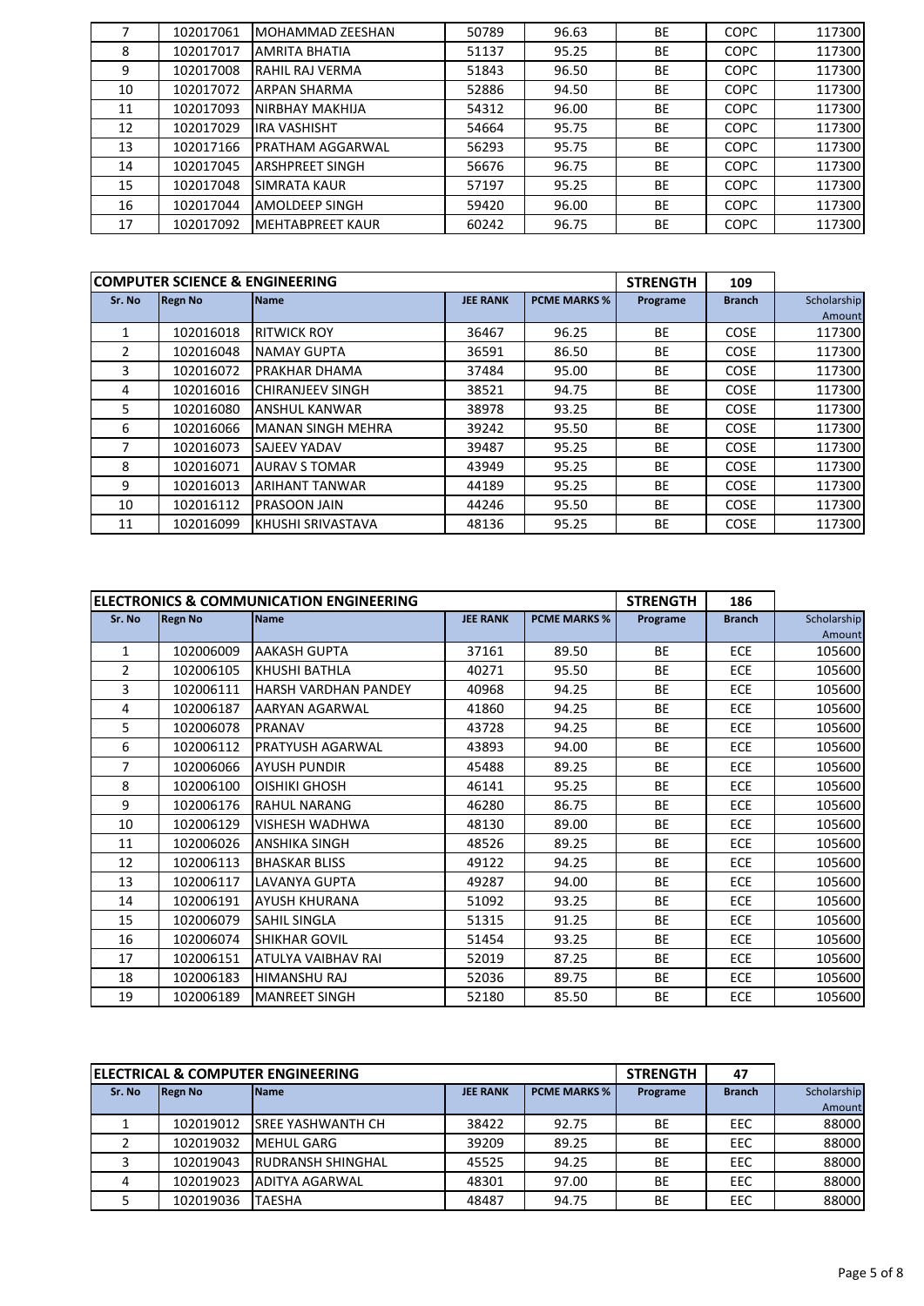| 7 | 102017061 | MOHAMMAD ZEESHAN | 50789 | 96.63 | BE | COPC | 117300 |
|---|---|---|---|---|---|---|---|
| 8 | 102017017 | AMRITA BHATIA | 51137 | 95.25 | BE | COPC | 117300 |
| 9 | 102017008 | RAHIL RAJ VERMA | 51843 | 96.50 | BE | COPC | 117300 |
| 10 | 102017072 | ARPAN SHARMA | 52886 | 94.50 | BE | COPC | 117300 |
| 11 | 102017093 | NIRBHAY MAKHIJA | 54312 | 96.00 | BE | COPC | 117300 |
| 12 | 102017029 | IRA VASHISHT | 54664 | 95.75 | BE | COPC | 117300 |
| 13 | 102017166 | PRATHAM AGGARWAL | 56293 | 95.75 | BE | COPC | 117300 |
| 14 | 102017045 | ARSHPREET SINGH | 56676 | 96.75 | BE | COPC | 117300 |
| 15 | 102017048 | SIMRATA KAUR | 57197 | 95.25 | BE | COPC | 117300 |
| 16 | 102017044 | AMOLDEEP SINGH | 59420 | 96.00 | BE | COPC | 117300 |
| 17 | 102017092 | MEHTABPREET KAUR | 60242 | 96.75 | BE | COPC | 117300 |

| COMPUTER SCIENCE & ENGINEERING | | | | | STRENGTH | 109 | |
|---|---|---|---|---|---|---|---|
| Sr. No | Regn No | Name | JEE RANK | PCME MARKS % | Programe | Branch | Scholarship Amount |
| 1 | 102016018 | RITWICK ROY | 36467 | 96.25 | BE | COSE | 117300 |
| 2 | 102016048 | NAMAY GUPTA | 36591 | 86.50 | BE | COSE | 117300 |
| 3 | 102016072 | PRAKHAR DHAMA | 37484 | 95.00 | BE | COSE | 117300 |
| 4 | 102016016 | CHIRANJEEV SINGH | 38521 | 94.75 | BE | COSE | 117300 |
| 5 | 102016080 | ANSHUL KANWAR | 38978 | 93.25 | BE | COSE | 117300 |
| 6 | 102016066 | MANAN SINGH MEHRA | 39242 | 95.50 | BE | COSE | 117300 |
| 7 | 102016073 | SAJEEV YADAV | 39487 | 95.25 | BE | COSE | 117300 |
| 8 | 102016071 | AURAV S TOMAR | 43949 | 95.25 | BE | COSE | 117300 |
| 9 | 102016013 | ARIHANT TANWAR | 44189 | 95.25 | BE | COSE | 117300 |
| 10 | 102016112 | PRASOON JAIN | 44246 | 95.50 | BE | COSE | 117300 |
| 11 | 102016099 | KHUSHI SRIVASTAVA | 48136 | 95.25 | BE | COSE | 117300 |

| ELECTRONICS & COMMUNICATION ENGINEERING | | | | | STRENGTH | 186 | |
|---|---|---|---|---|---|---|---|
| Sr. No | Regn No | Name | JEE RANK | PCME MARKS % | Programe | Branch | Scholarship Amount |
| 1 | 102006009 | AAKASH GUPTA | 37161 | 89.50 | BE | ECE | 105600 |
| 2 | 102006105 | KHUSHI BATHLA | 40271 | 95.50 | BE | ECE | 105600 |
| 3 | 102006111 | HARSH VARDHAN PANDEY | 40968 | 94.25 | BE | ECE | 105600 |
| 4 | 102006187 | AARYAN AGARWAL | 41860 | 94.25 | BE | ECE | 105600 |
| 5 | 102006078 | PRANAV | 43728 | 94.25 | BE | ECE | 105600 |
| 6 | 102006112 | PRATYUSH AGARWAL | 43893 | 94.00 | BE | ECE | 105600 |
| 7 | 102006066 | AYUSH PUNDIR | 45488 | 89.25 | BE | ECE | 105600 |
| 8 | 102006100 | OISHIKI GHOSH | 46141 | 95.25 | BE | ECE | 105600 |
| 9 | 102006176 | RAHUL NARANG | 46280 | 86.75 | BE | ECE | 105600 |
| 10 | 102006129 | VISHESH WADHWA | 48130 | 89.00 | BE | ECE | 105600 |
| 11 | 102006026 | ANSHIKA SINGH | 48526 | 89.25 | BE | ECE | 105600 |
| 12 | 102006113 | BHASKAR BLISS | 49122 | 94.25 | BE | ECE | 105600 |
| 13 | 102006117 | LAVANYA GUPTA | 49287 | 94.00 | BE | ECE | 105600 |
| 14 | 102006191 | AYUSH KHURANA | 51092 | 93.25 | BE | ECE | 105600 |
| 15 | 102006079 | SAHIL SINGLA | 51315 | 91.25 | BE | ECE | 105600 |
| 16 | 102006074 | SHIKHAR GOVIL | 51454 | 93.25 | BE | ECE | 105600 |
| 17 | 102006151 | ATULYA VAIBHAV RAI | 52019 | 87.25 | BE | ECE | 105600 |
| 18 | 102006183 | HIMANSHU RAJ | 52036 | 89.75 | BE | ECE | 105600 |
| 19 | 102006189 | MANREET SINGH | 52180 | 85.50 | BE | ECE | 105600 |

| ELECTRICAL & COMPUTER ENGINEERING | | | | | STRENGTH | 47 | |
|---|---|---|---|---|---|---|---|
| Sr. No | Regn No | Name | JEE RANK | PCME MARKS % | Programe | Branch | Scholarship Amount |
| 1 | 102019012 | SREE YASHWANTH CH | 38422 | 92.75 | BE | EEC | 88000 |
| 2 | 102019032 | MEHUL GARG | 39209 | 89.25 | BE | EEC | 88000 |
| 3 | 102019043 | RUDRANSH SHINGHAL | 45525 | 94.25 | BE | EEC | 88000 |
| 4 | 102019023 | ADITYA AGARWAL | 48301 | 97.00 | BE | EEC | 88000 |
| 5 | 102019036 | TAESHA | 48487 | 94.75 | BE | EEC | 88000 |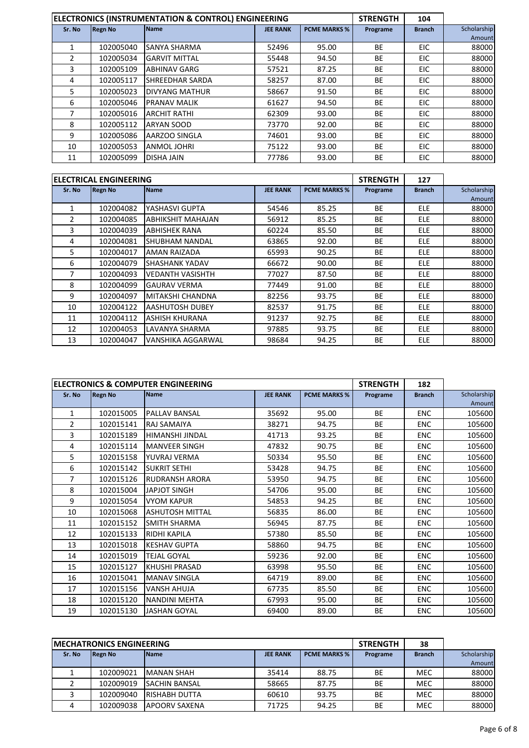| ELECTRONICS (INSTRUMENTATION & CONTROL) ENGINEERING | | | | | STRENGTH | 104 | |
|---|---|---|---|---|---|---|---|
| Sr. No | Regn No | Name | JEE RANK | PCME MARKS % | Programe | Branch | Scholarship Amount |
| 1 | 102005040 | SANYA SHARMA | 52496 | 95.00 | BE | EIC | 88000 |
| 2 | 102005034 | GARVIT MITTAL | 55448 | 94.50 | BE | EIC | 88000 |
| 3 | 102005109 | ABHINAV GARG | 57521 | 87.25 | BE | EIC | 88000 |
| 4 | 102005117 | SHREEDHAR SARDA | 58257 | 87.00 | BE | EIC | 88000 |
| 5 | 102005023 | DIVYANG MATHUR | 58667 | 91.50 | BE | EIC | 88000 |
| 6 | 102005046 | PRANAV MALIK | 61627 | 94.50 | BE | EIC | 88000 |
| 7 | 102005016 | ARCHIT RATHI | 62309 | 93.00 | BE | EIC | 88000 |
| 8 | 102005112 | ARYAN SOOD | 73770 | 92.00 | BE | EIC | 88000 |
| 9 | 102005086 | AARZOO SINGLA | 74601 | 93.00 | BE | EIC | 88000 |
| 10 | 102005053 | ANMOL JOHRI | 75122 | 93.00 | BE | EIC | 88000 |
| 11 | 102005099 | DISHA JAIN | 77786 | 93.00 | BE | EIC | 88000 |

| ELECTRICAL ENGINEERING | | | | | STRENGTH | 127 | |
|---|---|---|---|---|---|---|---|
| Sr. No | Regn No | Name | JEE RANK | PCME MARKS % | Programe | Branch | Scholarship Amount |
| 1 | 102004082 | YASHASVI GUPTA | 54546 | 85.25 | BE | ELE | 88000 |
| 2 | 102004085 | ABHIKSHIT MAHAJAN | 56912 | 85.25 | BE | ELE | 88000 |
| 3 | 102004039 | ABHISHEK RANA | 60224 | 85.50 | BE | ELE | 88000 |
| 4 | 102004081 | SHUBHAM NANDAL | 63865 | 92.00 | BE | ELE | 88000 |
| 5 | 102004017 | AMAN RAIZADA | 65993 | 90.25 | BE | ELE | 88000 |
| 6 | 102004079 | SHASHANK YADAV | 66672 | 90.00 | BE | ELE | 88000 |
| 7 | 102004093 | VEDANTH VASISHTH | 77027 | 87.50 | BE | ELE | 88000 |
| 8 | 102004099 | GAURAV VERMA | 77449 | 91.00 | BE | ELE | 88000 |
| 9 | 102004097 | MITAKSHI CHANDNA | 82256 | 93.75 | BE | ELE | 88000 |
| 10 | 102004122 | AASHUTOSH DUBEY | 82537 | 91.75 | BE | ELE | 88000 |
| 11 | 102004112 | ASHISH KHURANA | 91237 | 92.75 | BE | ELE | 88000 |
| 12 | 102004053 | LAVANYA SHARMA | 97885 | 93.75 | BE | ELE | 88000 |
| 13 | 102004047 | VANSHIKA AGGARWAL | 98684 | 94.25 | BE | ELE | 88000 |

| ELECTRONICS & COMPUTER ENGINEERING | | | | | STRENGTH | 182 | |
|---|---|---|---|---|---|---|---|
| Sr. No | Regn No | Name | JEE RANK | PCME MARKS % | Programe | Branch | Scholarship Amount |
| 1 | 102015005 | PALLAV BANSAL | 35692 | 95.00 | BE | ENC | 105600 |
| 2 | 102015141 | RAJ SAMAIYA | 38271 | 94.75 | BE | ENC | 105600 |
| 3 | 102015189 | HIMANSHI JINDAL | 41713 | 93.25 | BE | ENC | 105600 |
| 4 | 102015114 | MANVEER SINGH | 47832 | 90.75 | BE | ENC | 105600 |
| 5 | 102015158 | YUVRAJ VERMA | 50334 | 95.50 | BE | ENC | 105600 |
| 6 | 102015142 | SUKRIT SETHI | 53428 | 94.75 | BE | ENC | 105600 |
| 7 | 102015126 | RUDRANSH ARORA | 53950 | 94.75 | BE | ENC | 105600 |
| 8 | 102015004 | JAPJOT SINGH | 54706 | 95.00 | BE | ENC | 105600 |
| 9 | 102015054 | VYOM KAPUR | 54853 | 94.25 | BE | ENC | 105600 |
| 10 | 102015068 | ASHUTOSH MITTAL | 56835 | 86.00 | BE | ENC | 105600 |
| 11 | 102015152 | SMITH SHARMA | 56945 | 87.75 | BE | ENC | 105600 |
| 12 | 102015133 | RIDHI KAPILA | 57380 | 85.50 | BE | ENC | 105600 |
| 13 | 102015018 | KESHAV GUPTA | 58860 | 94.75 | BE | ENC | 105600 |
| 14 | 102015019 | TEJAL GOYAL | 59236 | 92.00 | BE | ENC | 105600 |
| 15 | 102015127 | KHUSHI PRASAD | 63998 | 95.50 | BE | ENC | 105600 |
| 16 | 102015041 | MANAV SINGLA | 64719 | 89.00 | BE | ENC | 105600 |
| 17 | 102015156 | VANSH AHUJA | 67735 | 85.50 | BE | ENC | 105600 |
| 18 | 102015120 | NANDINI MEHTA | 67993 | 95.00 | BE | ENC | 105600 |
| 19 | 102015130 | JASHAN GOYAL | 69400 | 89.00 | BE | ENC | 105600 |

| MECHATRONICS ENGINEERING | | | | | STRENGTH | 38 | |
|---|---|---|---|---|---|---|---|
| Sr. No | Regn No | Name | JEE RANK | PCME MARKS % | Programe | Branch | Scholarship Amount |
| 1 | 102009021 | MANAN SHAH | 35414 | 88.75 | BE | MEC | 88000 |
| 2 | 102009019 | SACHIN BANSAL | 58665 | 87.75 | BE | MEC | 88000 |
| 3 | 102009040 | RISHABH DUTTA | 60610 | 93.75 | BE | MEC | 88000 |
| 4 | 102009038 | APOORV SAXENA | 71725 | 94.25 | BE | MEC | 88000 |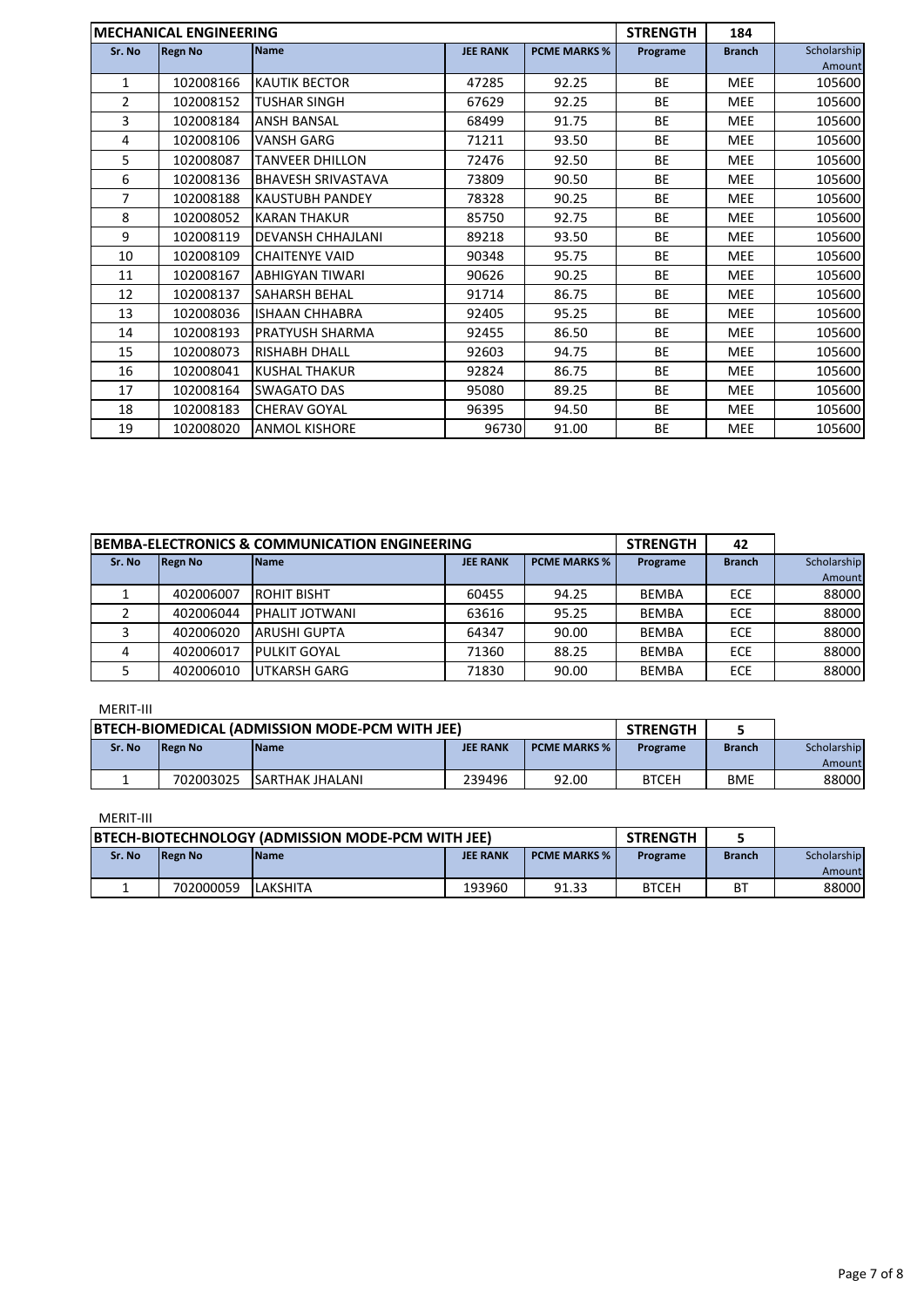| MECHANICAL ENGINEERING | | | | | STRENGTH | 184 | |
|---|---|---|---|---|---|---|---|
| Sr. No | Regn No | Name | JEE RANK | PCME MARKS % | Programe | Branch | Scholarship Amount |
| 1 | 102008166 | KAUTIK BECTOR | 47285 | 92.25 | BE | MEE | 105600 |
| 2 | 102008152 | TUSHAR SINGH | 67629 | 92.25 | BE | MEE | 105600 |
| 3 | 102008184 | ANSH BANSAL | 68499 | 91.75 | BE | MEE | 105600 |
| 4 | 102008106 | VANSH GARG | 71211 | 93.50 | BE | MEE | 105600 |
| 5 | 102008087 | TANVEER DHILLON | 72476 | 92.50 | BE | MEE | 105600 |
| 6 | 102008136 | BHAVESH SRIVASTAVA | 73809 | 90.50 | BE | MEE | 105600 |
| 7 | 102008188 | KAUSTUBH PANDEY | 78328 | 90.25 | BE | MEE | 105600 |
| 8 | 102008052 | KARAN THAKUR | 85750 | 92.75 | BE | MEE | 105600 |
| 9 | 102008119 | DEVANSH CHHAJLANI | 89218 | 93.50 | BE | MEE | 105600 |
| 10 | 102008109 | CHAITENYE VAID | 90348 | 95.75 | BE | MEE | 105600 |
| 11 | 102008167 | ABHIGYAN TIWARI | 90626 | 90.25 | BE | MEE | 105600 |
| 12 | 102008137 | SAHARSH BEHAL | 91714 | 86.75 | BE | MEE | 105600 |
| 13 | 102008036 | ISHAAN CHHABRA | 92405 | 95.25 | BE | MEE | 105600 |
| 14 | 102008193 | PRATYUSH SHARMA | 92455 | 86.50 | BE | MEE | 105600 |
| 15 | 102008073 | RISHABH DHALL | 92603 | 94.75 | BE | MEE | 105600 |
| 16 | 102008041 | KUSHAL THAKUR | 92824 | 86.75 | BE | MEE | 105600 |
| 17 | 102008164 | SWAGATO DAS | 95080 | 89.25 | BE | MEE | 105600 |
| 18 | 102008183 | CHERAV GOYAL | 96395 | 94.50 | BE | MEE | 105600 |
| 19 | 102008020 | ANMOL KISHORE | 96730 | 91.00 | BE | MEE | 105600 |

| BEMBA-ELECTRONICS & COMMUNICATION ENGINEERING | | | | | STRENGTH | 42 | |
|---|---|---|---|---|---|---|---|
| Sr. No | Regn No | Name | JEE RANK | PCME MARKS % | Programe | Branch | Scholarship Amount |
| 1 | 402006007 | ROHIT BISHT | 60455 | 94.25 | BEMBA | ECE | 88000 |
| 2 | 402006044 | PHALIT JOTWANI | 63616 | 95.25 | BEMBA | ECE | 88000 |
| 3 | 402006020 | ARUSHI GUPTA | 64347 | 90.00 | BEMBA | ECE | 88000 |
| 4 | 402006017 | PULKIT GOYAL | 71360 | 88.25 | BEMBA | ECE | 88000 |
| 5 | 402006010 | UTKARSH GARG | 71830 | 90.00 | BEMBA | ECE | 88000 |

MERIT-III

| BTECH-BIOMEDICAL (ADMISSION MODE-PCM WITH JEE) | | | | | STRENGTH | 5 | |
|---|---|---|---|---|---|---|---|
| Sr. No | Regn No | Name | JEE RANK | PCME MARKS % | Programe | Branch | Scholarship Amount |
| 1 | 702003025 | SARTHAK JHALANI | 239496 | 92.00 | BTCEH | BME | 88000 |

MERIT-III

| BTECH-BIOTECHNOLOGY (ADMISSION MODE-PCM WITH JEE) | | | | | STRENGTH | 5 | |
|---|---|---|---|---|---|---|---|
| Sr. No | Regn No | Name | JEE RANK | PCME MARKS % | Programe | Branch | Scholarship Amount |
| 1 | 702000059 | LAKSHITA | 193960 | 91.33 | BTCEH | BT | 88000 |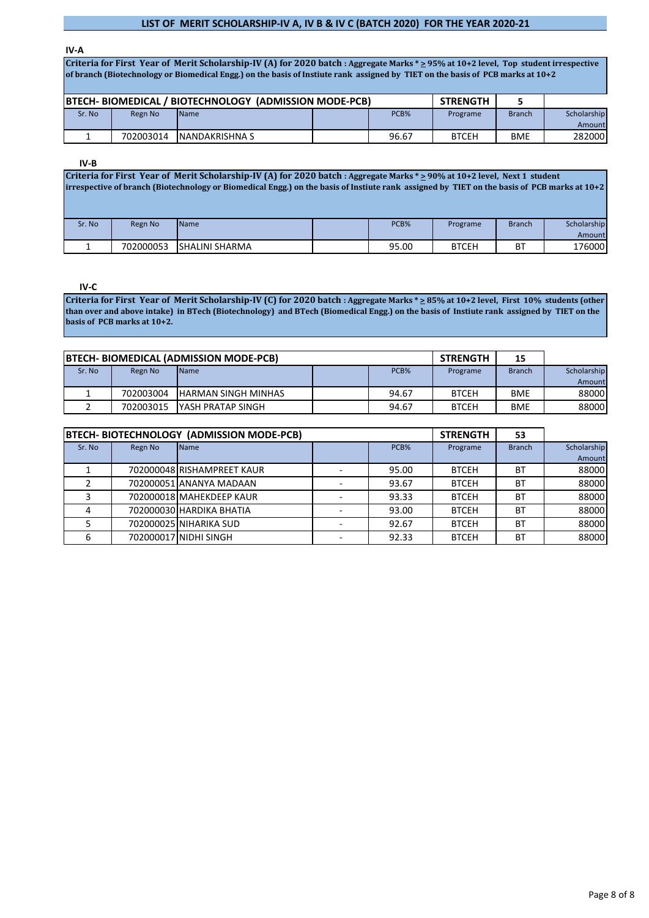# LIST OF MERIT SCHOLARSHIP-IV A, IV B & IV C (BATCH 2020) FOR THE YEAR 2020-21

## IV-A

**Criteria for First Year of Merit Scholarship-IV (A) for 2020 batch : Aggregate Marks * ≥ 95% at 10+2 level, Top student irrespective of branch (Biotechnology or Biomedical Engg.) on the basis of Instiute rank assigned by TIET on the basis of PCB marks at 10+2**

| BTECH- BIOMEDICAL / BIOTECHNOLOGY (ADMISSION MODE-PCB) | | | | | STRENGTH | 5 | |
|---|---|---|---|---|---|---|---|
| Sr. No | Regn No | Name | | PCB% | Programe | Branch | Scholarship Amount |
| 1 | 702003014 | NANDAKRISHNA S | | 96.67 | BTCEH | BME | 282000 |

## IV-B

**Criteria for First Year of Merit Scholarship-IV (A) for 2020 batch : Aggregate Marks * ≥ 90% at 10+2 level, Next 1 student irrespective of branch (Biotechnology or Biomedical Engg.) on the basis of Instiute rank assigned by TIET on the basis of PCB marks at 10+2**

| Sr. No | Regn No | Name | | PCB% | Programe | Branch | Scholarship Amount |
|---|---|---|---|---|---|---|---|
| 1 | 702000053 | SHALINI SHARMA | | 95.00 | BTCEH | BT | 176000 |

## IV-C

**Criteria for First Year of Merit Scholarship-IV (C) for 2020 batch : Aggregate Marks * ≥ 85% at 10+2 level, First 10% students (other than over and above intake) in BTech (Biotechnology) and BTech (Biomedical Engg.) on the basis of Instiute rank assigned by TIET on the basis of PCB marks at 10+2.**

| BTECH- BIOMEDICAL (ADMISSION MODE-PCB) | | | | | STRENGTH | 15 | |
|---|---|---|---|---|---|---|---|
| Sr. No | Regn No | Name | | PCB% | Programe | Branch | Scholarship Amount |
| 1 | 702003004 | HARMAN SINGH MINHAS | | 94.67 | BTCEH | BME | 88000 |
| 2 | 702003015 | YASH PRATAP SINGH | | 94.67 | BTCEH | BME | 88000 |

| BTECH- BIOTECHNOLOGY (ADMISSION MODE-PCB) | | | | | STRENGTH | 53 | |
|---|---|---|---|---|---|---|---|
| Sr. No | Regn No | Name | | PCB% | Programe | Branch | Scholarship Amount |
| 1 | 702000048 | RISHAMPREET KAUR | - | 95.00 | BTCEH | BT | 88000 |
| 2 | 702000051 | ANANYA MADAAN | - | 93.67 | BTCEH | BT | 88000 |
| 3 | 702000018 | MAHEKDEEP KAUR | - | 93.33 | BTCEH | BT | 88000 |
| 4 | 702000030 | HARDIKA BHATIA | - | 93.00 | BTCEH | BT | 88000 |
| 5 | 702000025 | NIHARIKA SUD | - | 92.67 | BTCEH | BT | 88000 |
| 6 | 702000017 | NIDHI SINGH | - | 92.33 | BTCEH | BT | 88000 |